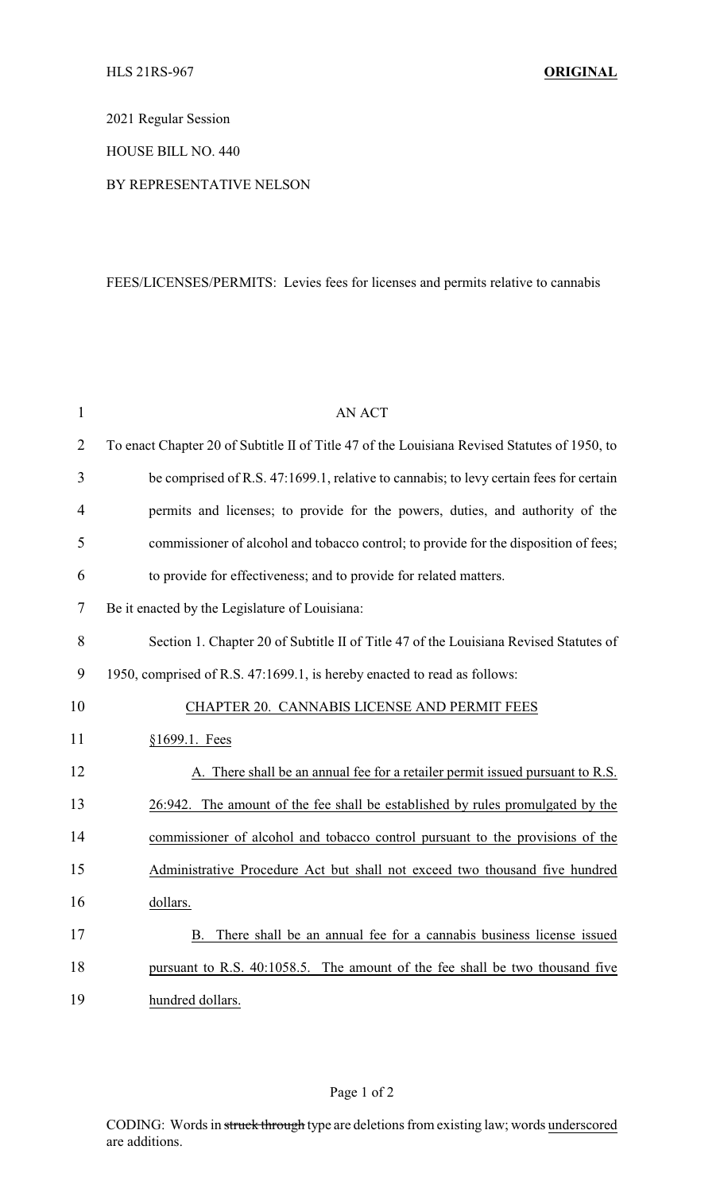HLS 21RS-967 **ORIGINAL**

2021 Regular Session

HOUSE BILL NO. 440

BY REPRESENTATIVE NELSON

FEES/LICENSES/PERMITS: Levies fees for licenses and permits relative to cannabis

AN ACT

To enact Chapter 20 of Subtitle II of Title 47 of the Louisiana Revised Statutes of 1950, to be comprised of R.S. 47:1699.1, relative to cannabis; to levy certain fees for certain permits and licenses; to provide for the powers, duties, and authority of the commissioner of alcohol and tobacco control; to provide for the disposition of fees; to provide for effectiveness; and to provide for related matters.

Be it enacted by the Legislature of Louisiana:

Section 1. Chapter 20 of Subtitle II of Title 47 of the Louisiana Revised Statutes of 1950, comprised of R.S. 47:1699.1, is hereby enacted to read as follows:

CHAPTER 20. CANNABIS LICENSE AND PERMIT FEES

§1699.1. Fees

A. There shall be an annual fee for a retailer permit issued pursuant to R.S. 26:942. The amount of the fee shall be established by rules promulgated by the commissioner of alcohol and tobacco control pursuant to the provisions of the Administrative Procedure Act but shall not exceed two thousand five hundred dollars.

B. There shall be an annual fee for a cannabis business license issued pursuant to R.S. 40:1058.5. The amount of the fee shall be two thousand five hundred dollars.

CODING: Words in ~~struck through~~ type are deletions from existing law; words underscored are additions.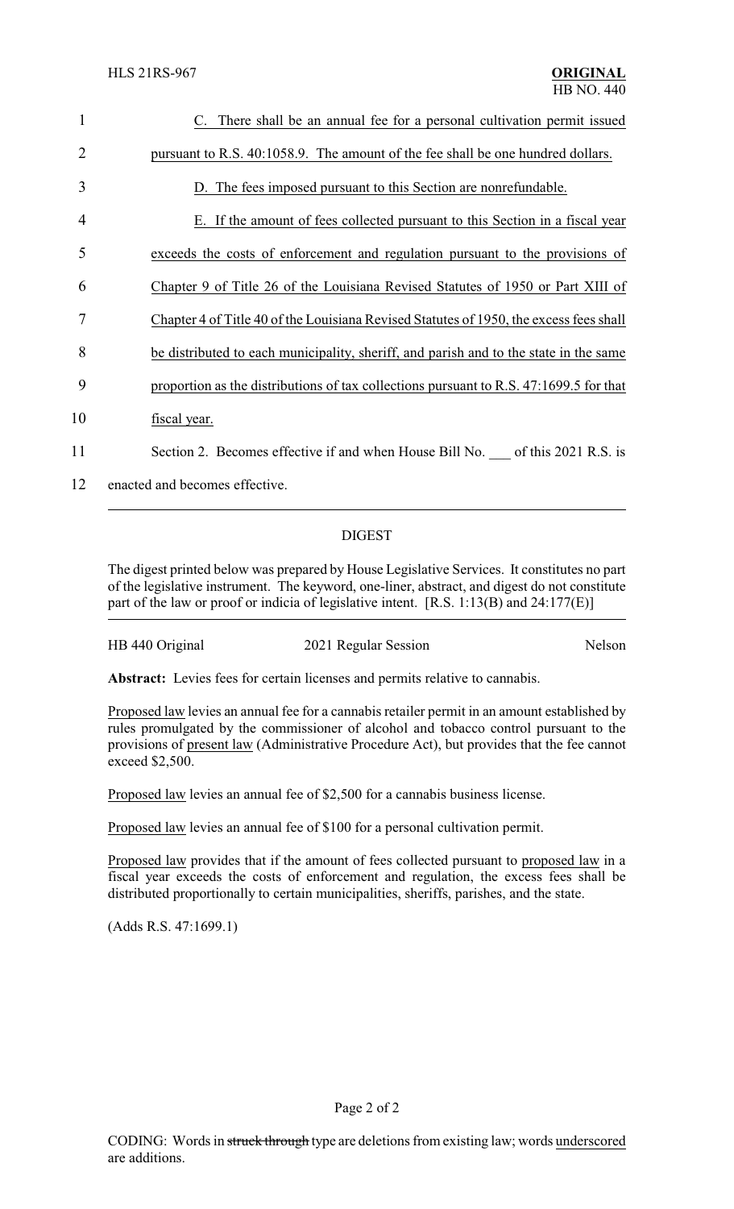C. There shall be an annual fee for a personal cultivation permit issued pursuant to R.S. 40:1058.9. The amount of the fee shall be one hundred dollars.

D. The fees imposed pursuant to this Section are nonrefundable.

E. If the amount of fees collected pursuant to this Section in a fiscal year exceeds the costs of enforcement and regulation pursuant to the provisions of Chapter 9 of Title 26 of the Louisiana Revised Statutes of 1950 or Part XIII of Chapter 4 of Title 40 of the Louisiana Revised Statutes of 1950, the excess fees shall be distributed to each municipality, sheriff, and parish and to the state in the same proportion as the distributions of tax collections pursuant to R.S. 47:1699.5 for that fiscal year.

Section 2. Becomes effective if and when House Bill No. ___ of this 2021 R.S. is enacted and becomes effective.

## DIGEST

The digest printed below was prepared by House Legislative Services. It constitutes no part of the legislative instrument. The keyword, one-liner, abstract, and digest do not constitute part of the law or proof or indicia of legislative intent. [R.S. 1:13(B) and 24:177(E)]

HB 440 Original 2021 Regular Session Nelson

**Abstract:** Levies fees for certain licenses and permits relative to cannabis.

Proposed law levies an annual fee for a cannabis retailer permit in an amount established by rules promulgated by the commissioner of alcohol and tobacco control pursuant to the provisions of present law (Administrative Procedure Act), but provides that the fee cannot exceed $2,500.

Proposed law levies an annual fee of $2,500 for a cannabis business license.

Proposed law levies an annual fee of $100 for a personal cultivation permit.

Proposed law provides that if the amount of fees collected pursuant to proposed law in a fiscal year exceeds the costs of enforcement and regulation, the excess fees shall be distributed proportionally to certain municipalities, sheriffs, parishes, and the state.

(Adds R.S. 47:1699.1)